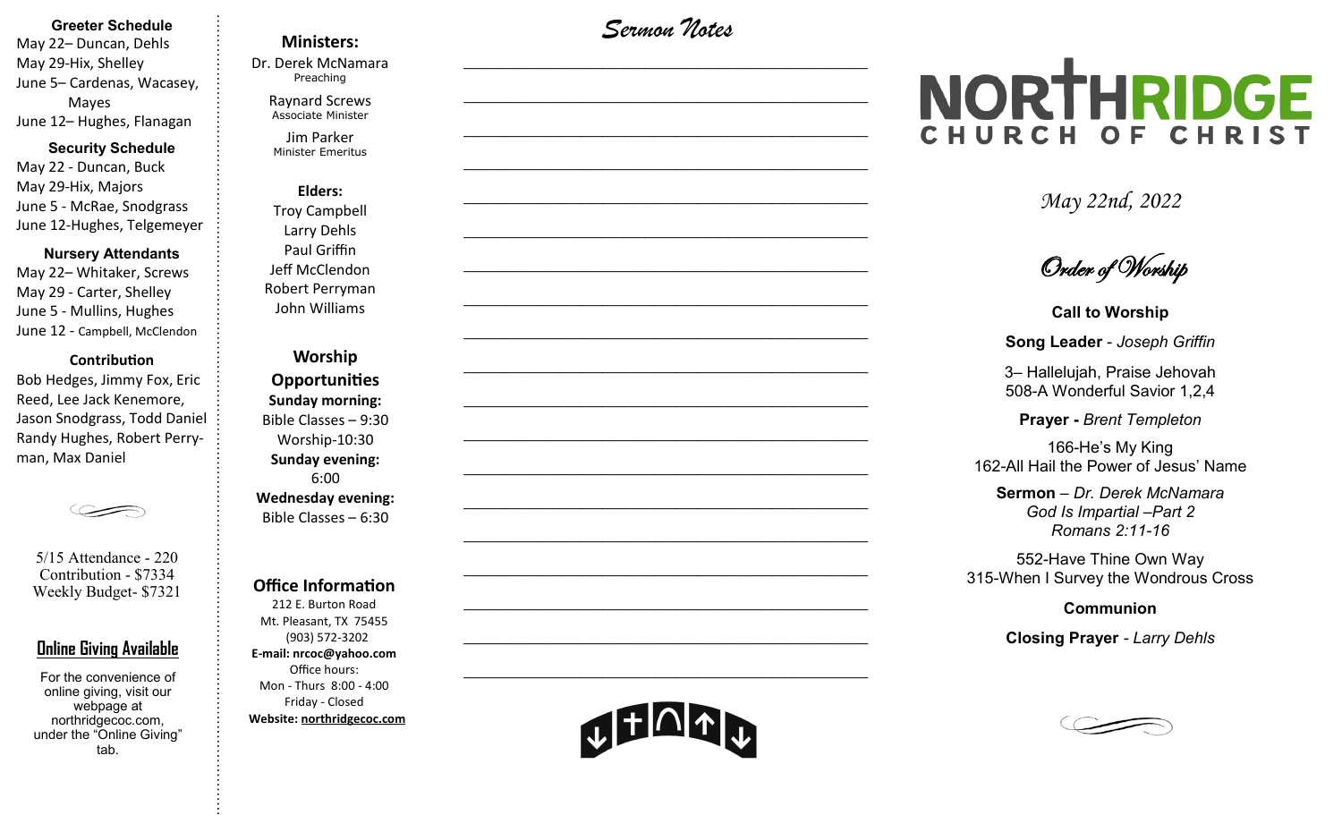### Greeter Schedule

May 22– Duncan, Dehls
May 29-Hix, Shelley
June 5– Cardenas, Wacasey, Mayes
June 12– Hughes, Flanagan

### Security Schedule

May 22 - Duncan, Buck
May 29-Hix, Majors
June 5 - McRae, Snodgrass
June 12-Hughes, Telgemeyer

### Nursery Attendants

May 22– Whitaker, Screws
May 29 - Carter, Shelley
June 5 - Mullins, Hughes
June 12 - Campbell, McClendon

### Contribution

Bob Hedges, Jimmy Fox, Eric Reed, Lee Jack Kenemore, Jason Snodgrass, Todd Daniel Randy Hughes, Robert Perryman, Max Daniel

5/15 Attendance - 220
Contribution - $7334
Weekly Budget- $7321

### Online Giving Available

For the convenience of online giving, visit our webpage at northridgecoc.com, under the "Online Giving" tab.

### Ministers:

Dr. Derek McNamara
Preaching

Raynard Screws
Associate Minister

Jim Parker
Minister Emeritus

**Elders:**

Troy Campbell
Larry Dehls
Paul Griffin
Jeff McClendon
Robert Perryman
John Williams

### Worship Opportunities

**Sunday morning:**
Bible Classes – 9:30
Worship-10:30
**Sunday evening:**
6:00
**Wednesday evening:**
Bible Classes – 6:30

### Office Information

212 E. Burton Road
Mt. Pleasant, TX 75455
(903) 572-3202
**E-mail: nrcoc@yahoo.com**
Office hours:
Mon - Thurs 8:00 - 4:00
Friday - Closed
**Website: northridgecoc.com**

## *Sermon Notes*

______________________________________________
______________________________________________
______________________________________________
______________________________________________
______________________________________________
______________________________________________
______________________________________________
______________________________________________
______________________________________________
______________________________________________
______________________________________________
______________________________________________
______________________________________________
______________________________________________
______________________________________________
______________________________________________
______________________________________________
______________________________________________

# NORTHRIDGE CHURCH OF CHRIST

*May 22nd, 2022*

## *Order of Worship*

**Call to Worship**

**Song Leader** - *Joseph Griffin*

3– Hallelujah, Praise Jehovah
508-A Wonderful Savior 1,2,4

**Prayer -** *Brent Templeton*

166-He's My King
162-All Hail the Power of Jesus' Name

**Sermon** – *Dr. Derek McNamara*
*God Is Impartial –Part 2*
*Romans 2:11-16*

552-Have Thine Own Way
315-When I Survey the Wondrous Cross

**Communion**

**Closing Prayer** - *Larry Dehls*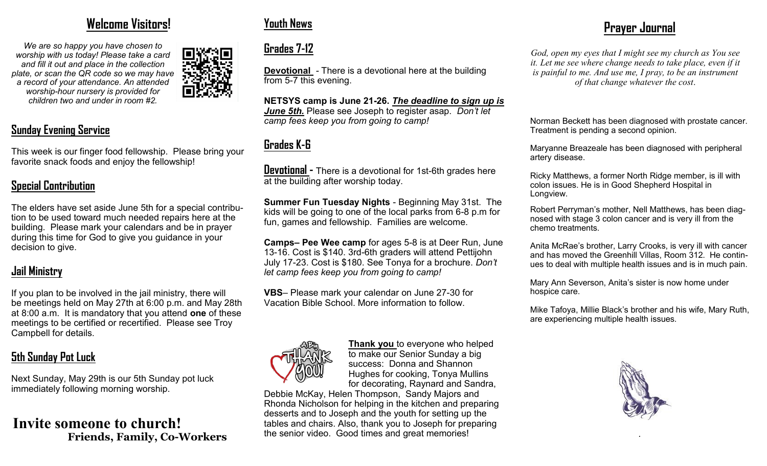## Welcome Visitors!

*We are so happy you have chosen to worship with us today! Please take a card and fill it out and place in the collection plate, or scan the QR code so we may have a record of your attendance. An attended worship-hour nursery is provided for children two and under in room #2.*

## Sunday Evening Service

This week is our finger food fellowship. Please bring your favorite snack foods and enjoy the fellowship!

## Special Contribution

The elders have set aside June 5th for a special contribution to be used toward much needed repairs here at the building. Please mark your calendars and be in prayer during this time for God to give you guidance in your decision to give.

## Jail Ministry

If you plan to be involved in the jail ministry, there will be meetings held on May 27th at 6:00 p.m. and May 28th at 8:00 a.m. It is mandatory that you attend **one** of these meetings to be certified or recertified. Please see Troy Campbell for details.

## 5th Sunday Pot Luck

Next Sunday, May 29th is our 5th Sunday pot luck immediately following morning worship.

**Invite someone to church!**
**Friends, Family, Co-Workers**

## Youth News

### Grades 7-12

**Devotional** - There is a devotional here at the building from 5-7 this evening.

**NETSYS camp is June 21-26. *The deadline to sign up is June 5th.*** Please see Joseph to register asap. *Don't let camp fees keep you from going to camp!*

### Grades K-6

**Devotional -** There is a devotional for 1st-6th grades here at the building after worship today.

**Summer Fun Tuesday Nights** - Beginning May 31st. The kids will be going to one of the local parks from 6-8 p.m for fun, games and fellowship. Families are welcome.

**Camps– Pee Wee camp** for ages 5-8 is at Deer Run, June 13-16. Cost is $140. 3rd-6th graders will attend Pettijohn July 17-23. Cost is $180. See Tonya for a brochure. *Don't let camp fees keep you from going to camp!*

**VBS**– Please mark your calendar on June 27-30 for Vacation Bible School. More information to follow.

**Thank you** to everyone who helped to make our Senior Sunday a big success: Donna and Shannon Hughes for cooking, Tonya Mullins for decorating, Raynard and Sandra, Debbie McKay, Helen Thompson, Sandy Majors and Rhonda Nicholson for helping in the kitchen and preparing desserts and to Joseph and the youth for setting up the tables and chairs. Also, thank you to Joseph for preparing the senior video. Good times and great memories!

## Prayer Journal

*God, open my eyes that I might see my church as You see it. Let me see where change needs to take place, even if it is painful to me. And use me, I pray, to be an instrument of that change whatever the cost.*

Norman Beckett has been diagnosed with prostate cancer. Treatment is pending a second opinion.

Maryanne Breazeale has been diagnosed with peripheral artery disease.

Ricky Matthews, a former North Ridge member, is ill with colon issues. He is in Good Shepherd Hospital in Longview.

Robert Perryman's mother, Nell Matthews, has been diagnosed with stage 3 colon cancer and is very ill from the chemo treatments.

Anita McRae's brother, Larry Crooks, is very ill with cancer and has moved the Greenhill Villas, Room 312. He continues to deal with multiple health issues and is in much pain.

Mary Ann Severson, Anita's sister is now home under hospice care.

Mike Tafoya, Millie Black's brother and his wife, Mary Ruth, are experiencing multiple health issues.